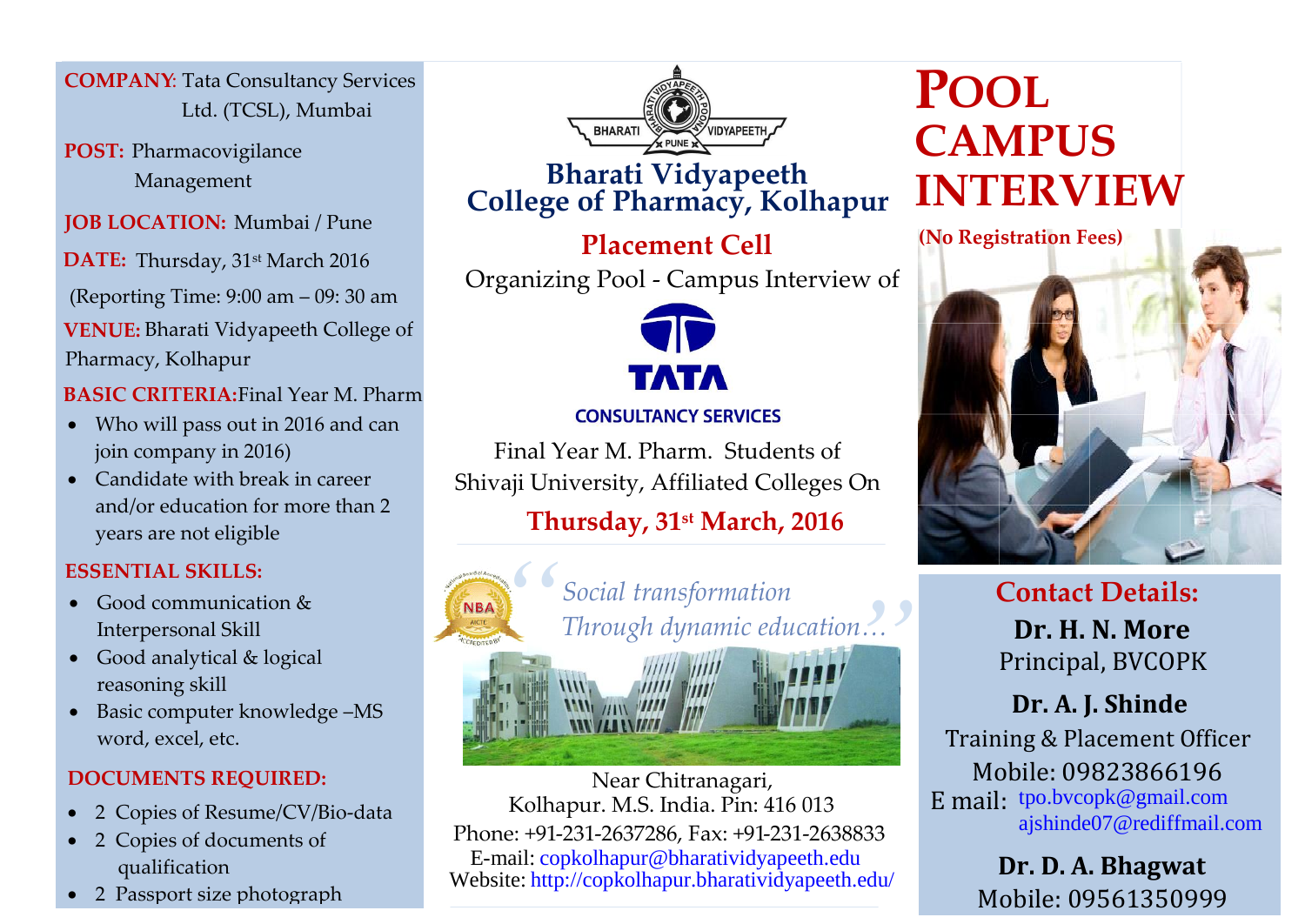# Bharati Vidyapeeth College of Pharmacy, Kolhapur

## Placement Cell

Organizing Pool - Campus Interview of

**TATA CONSULTANCY SERVICES**

Final Year M. Pharm. Students of Shivaji University, Affiliated Colleges On

**Thursday, 31st March, 2016**

*"Social transformation Through dynamic education…"*

Near Chitranagari,
Kolhapur. M.S. India. Pin: 416 013
Phone: +91-231-2637286, Fax: +91-231-2638833
E-mail: copkolhapur@bharatividyapeeth.edu
Website: http://copkolhapur.bharatividyapeeth.edu/

# POOL CAMPUS INTERVIEW

**(No Registration Fees)**

**COMPANY:** Tata Consultancy Services Ltd. (TCSL), Mumbai

**POST:** Pharmacovigilance Management

**JOB LOCATION:** Mumbai / Pune

**DATE:** Thursday, 31st March 2016

(Reporting Time: 9:00 am – 09: 30 am

**VENUE:** Bharati Vidyapeeth College of Pharmacy, Kolhapur

**BASIC CRITERIA:** Final Year M. Pharm

- Who will pass out in 2016 and can join company in 2016)
- Candidate with break in career and/or education for more than 2 years are not eligible

**ESSENTIAL SKILLS:**

- Good communication & Interpersonal Skill
- Good analytical & logical reasoning skill
- Basic computer knowledge –MS word, excel, etc.

**DOCUMENTS REQUIRED:**

- 2 Copies of Resume/CV/Bio-data
- 2 Copies of documents of qualification
- 2 Passport size photograph

## Contact Details:

**Dr. H. N. More**
Principal, BVCOPK

**Dr. A. J. Shinde**
Training & Placement Officer
Mobile: 09823866196
E mail: tpo.bvcopk@gmail.com
ajshinde07@rediffmail.com

**Dr. D. A. Bhagwat**
Mobile: 09561350999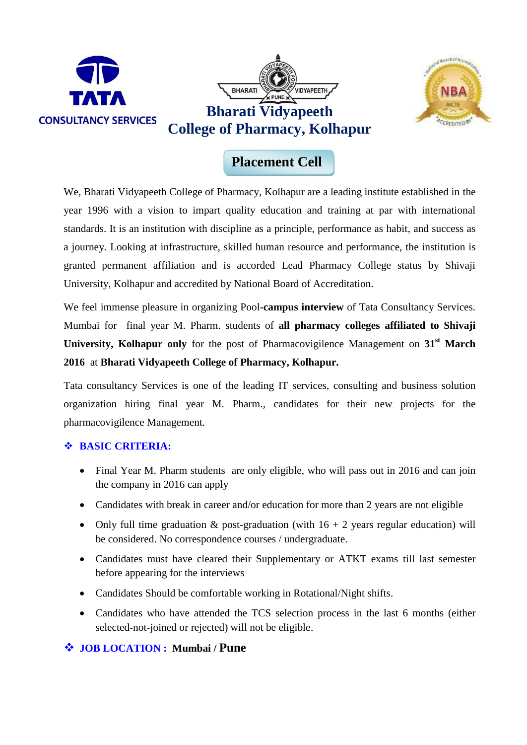TATA CONSULTANCY SERVICES

# Bharati Vidyapeeth College of Pharmacy, Kolhapur

## Placement Cell

We, Bharati Vidyapeeth College of Pharmacy, Kolhapur are a leading institute established in the year 1996 with a vision to impart quality education and training at par with international standards. It is an institution with discipline as a principle, performance as habit, and success as a journey. Looking at infrastructure, skilled human resource and performance, the institution is granted permanent affiliation and is accorded Lead Pharmacy College status by Shivaji University, Kolhapur and accredited by National Board of Accreditation.

We feel immense pleasure in organizing Pool-**campus interview** of Tata Consultancy Services. Mumbai for final year M. Pharm. students of **all pharmacy colleges affiliated to Shivaji University, Kolhapur only** for the post of Pharmacovigilence Management on **31st March 2016** at **Bharati Vidyapeeth College of Pharmacy, Kolhapur.**

Tata consultancy Services is one of the leading IT services, consulting and business solution organization hiring final year M. Pharm., candidates for their new projects for the pharmacovigilence Management.

### ❖ BASIC CRITERIA:

- Final Year M. Pharm students are only eligible, who will pass out in 2016 and can join the company in 2016 can apply
- Candidates with break in career and/or education for more than 2 years are not eligible
- Only full time graduation & post-graduation (with 16 + 2 years regular education) will be considered. No correspondence courses / undergraduate.
- Candidates must have cleared their Supplementary or ATKT exams till last semester before appearing for the interviews
- Candidates Should be comfortable working in Rotational/Night shifts.
- Candidates who have attended the TCS selection process in the last 6 months (either selected-not-joined or rejected) will not be eligible.

### ❖ JOB LOCATION : **Mumbai / Pune**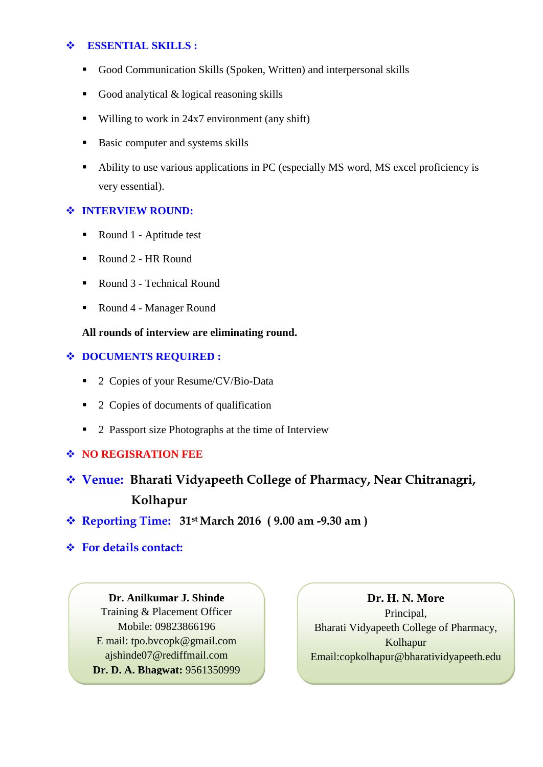## ❖ ESSENTIAL SKILLS :

- Good Communication Skills (Spoken, Written) and interpersonal skills
- Good analytical & logical reasoning skills
- Willing to work in 24x7 environment (any shift)
- Basic computer and systems skills
- Ability to use various applications in PC (especially MS word, MS excel proficiency is very essential).

## ❖ INTERVIEW ROUND:

- Round 1 - Aptitude test
- Round 2 - HR Round
- Round 3 - Technical Round
- Round 4 - Manager Round

**All rounds of interview are eliminating round.**

## ❖ DOCUMENTS REQUIRED :

- 2 Copies of your Resume/CV/Bio-Data
- 2 Copies of documents of qualification
- 2 Passport size Photographs at the time of Interview

## ❖ NO REGISRATION FEE

## ❖ Venue: **Bharati Vidyapeeth College of Pharmacy, Near Chitranagri, Kolhapur**

## ❖ Reporting Time: **31st March 2016 ( 9.00 am -9.30 am )**

## ❖ For details contact:

**Dr. Anilkumar J. Shinde**
Training & Placement Officer
Mobile: 09823866196
E mail: tpo.bvcopk@gmail.com
ajshinde07@rediffmail.com
**Dr. D. A. Bhagwat:** 9561350999

**Dr. H. N. More**
Principal,
Bharati Vidyapeeth College of Pharmacy,
Kolhapur
Email:copkolhapur@bharatividyapeeth.edu